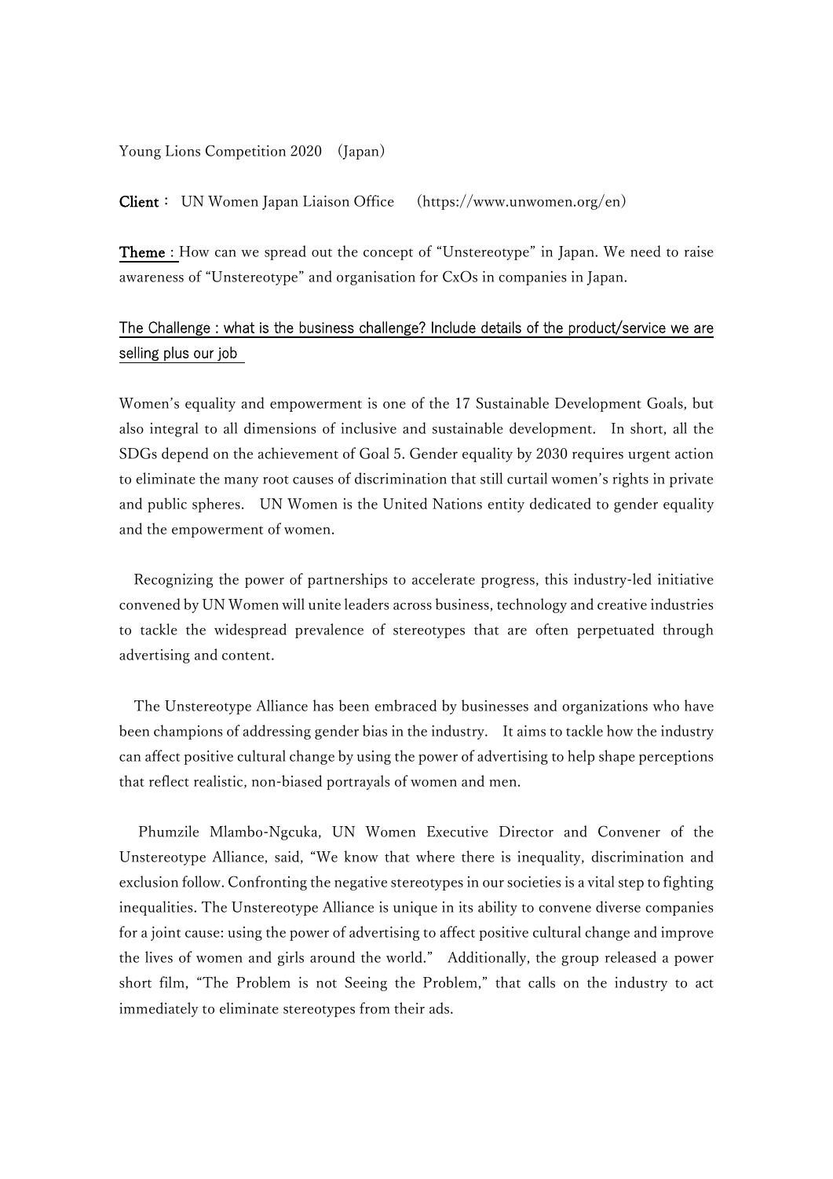Young Lions Competition 2020 （Japan）

**Client**： UN Women Japan Liaison Office （https://www.unwomen.org/en）

**Theme**：How can we spread out the concept of "Unstereotype" in Japan. We need to raise awareness of "Unstereotype" and organisation for CxOs in companies in Japan.

The Challenge : what is the business challenge? Include details of the product/service we are selling plus our job

Women's equality and empowerment is one of the 17 Sustainable Development Goals, but also integral to all dimensions of inclusive and sustainable development. In short, all the SDGs depend on the achievement of Goal 5. Gender equality by 2030 requires urgent action to eliminate the many root causes of discrimination that still curtail women's rights in private and public spheres. UN Women is the United Nations entity dedicated to gender equality and the empowerment of women.

Recognizing the power of partnerships to accelerate progress, this industry-led initiative convened by UN Women will unite leaders across business, technology and creative industries to tackle the widespread prevalence of stereotypes that are often perpetuated through advertising and content.

The Unstereotype Alliance has been embraced by businesses and organizations who have been champions of addressing gender bias in the industry. It aims to tackle how the industry can affect positive cultural change by using the power of advertising to help shape perceptions that reflect realistic, non-biased portrayals of women and men.

Phumzile Mlambo-Ngcuka, UN Women Executive Director and Convener of the Unstereotype Alliance, said, "We know that where there is inequality, discrimination and exclusion follow. Confronting the negative stereotypes in our societies is a vital step to fighting inequalities. The Unstereotype Alliance is unique in its ability to convene diverse companies for a joint cause: using the power of advertising to affect positive cultural change and improve the lives of women and girls around the world." Additionally, the group released a power short film, "The Problem is not Seeing the Problem," that calls on the industry to act immediately to eliminate stereotypes from their ads.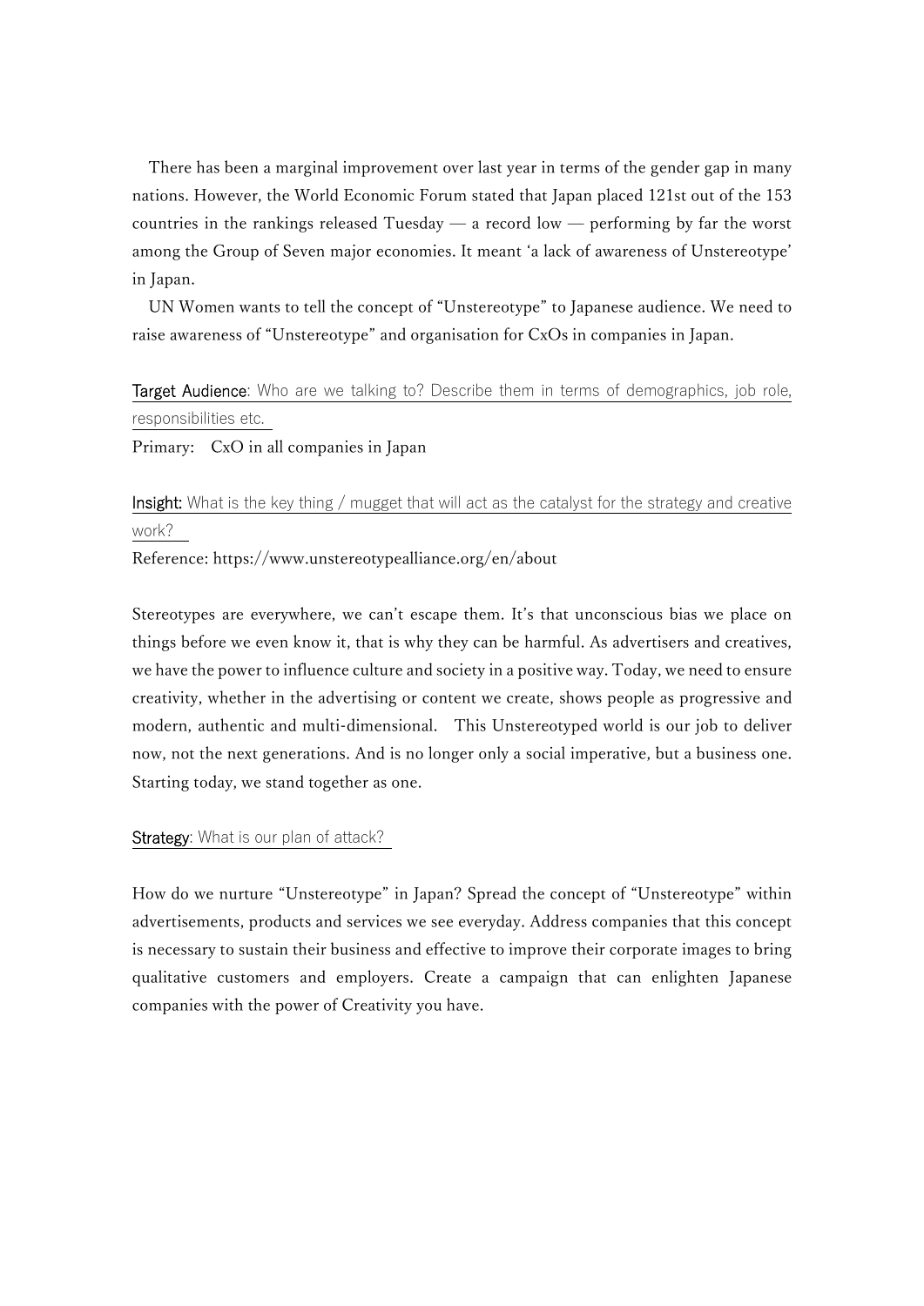There has been a marginal improvement over last year in terms of the gender gap in many nations. However, the World Economic Forum stated that Japan placed 121st out of the 153 countries in the rankings released Tuesday — a record low — performing by far the worst among the Group of Seven major economies. It meant 'a lack of awareness of Unstereotype' in Japan.

UN Women wants to tell the concept of "Unstereotype" to Japanese audience. We need to raise awareness of "Unstereotype" and organisation for CxOs in companies in Japan.

Target Audience: Who are we talking to? Describe them in terms of demographics, job role, responsibilities etc.

Primary: CxO in all companies in Japan

Insight: What is the key thing / mugget that will act as the catalyst for the strategy and creative work?

Reference: https://www.unstereotypealliance.org/en/about

Stereotypes are everywhere, we can't escape them. It's that unconscious bias we place on things before we even know it, that is why they can be harmful. As advertisers and creatives, we have the power to influence culture and society in a positive way. Today, we need to ensure creativity, whether in the advertising or content we create, shows people as progressive and modern, authentic and multi-dimensional. This Unstereotyped world is our job to deliver now, not the next generations. And is no longer only a social imperative, but a business one. Starting today, we stand together as one.

Strategy: What is our plan of attack?

How do we nurture "Unstereotype" in Japan? Spread the concept of "Unstereotype" within advertisements, products and services we see everyday. Address companies that this concept is necessary to sustain their business and effective to improve their corporate images to bring qualitative customers and employers. Create a campaign that can enlighten Japanese companies with the power of Creativity you have.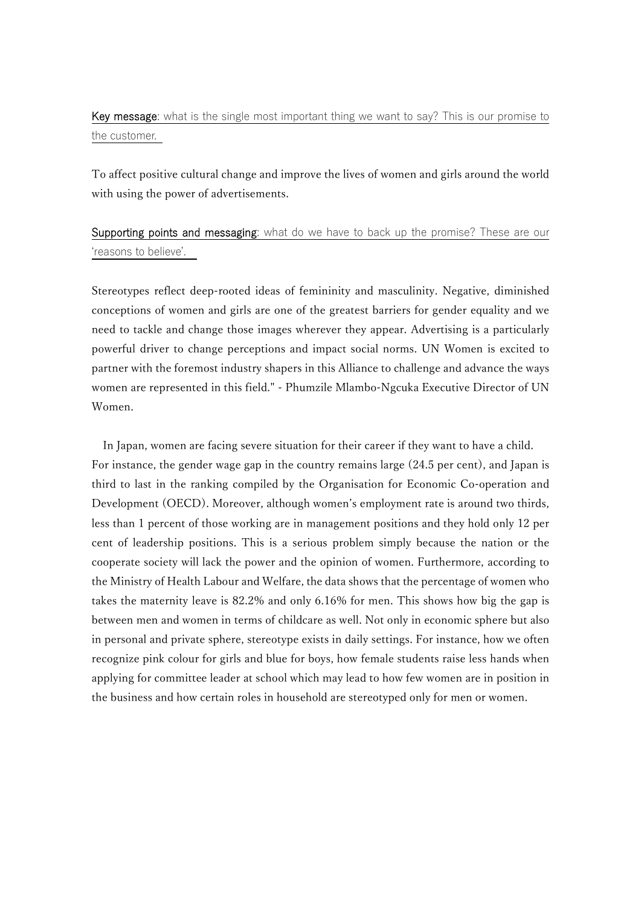Key message: what is the single most important thing we want to say? This is our promise to the customer.

To affect positive cultural change and improve the lives of women and girls around the world with using the power of advertisements.

Supporting points and messaging: what do we have to back up the promise? These are our 'reasons to believe'.

Stereotypes reflect deep-rooted ideas of femininity and masculinity. Negative, diminished conceptions of women and girls are one of the greatest barriers for gender equality and we need to tackle and change those images wherever they appear. Advertising is a particularly powerful driver to change perceptions and impact social norms. UN Women is excited to partner with the foremost industry shapers in this Alliance to challenge and advance the ways women are represented in this field." - Phumzile Mlambo-Ngcuka Executive Director of UN Women.

In Japan, women are facing severe situation for their career if they want to have a child. For instance, the gender wage gap in the country remains large (24.5 per cent), and Japan is third to last in the ranking compiled by the Organisation for Economic Co-operation and Development (OECD). Moreover, although women's employment rate is around two thirds, less than 1 percent of those working are in management positions and they hold only 12 per cent of leadership positions. This is a serious problem simply because the nation or the cooperate society will lack the power and the opinion of women. Furthermore, according to the Ministry of Health Labour and Welfare, the data shows that the percentage of women who takes the maternity leave is 82.2% and only 6.16% for men. This shows how big the gap is between men and women in terms of childcare as well. Not only in economic sphere but also in personal and private sphere, stereotype exists in daily settings. For instance, how we often recognize pink colour for girls and blue for boys, how female students raise less hands when applying for committee leader at school which may lead to how few women are in position in the business and how certain roles in household are stereotyped only for men or women.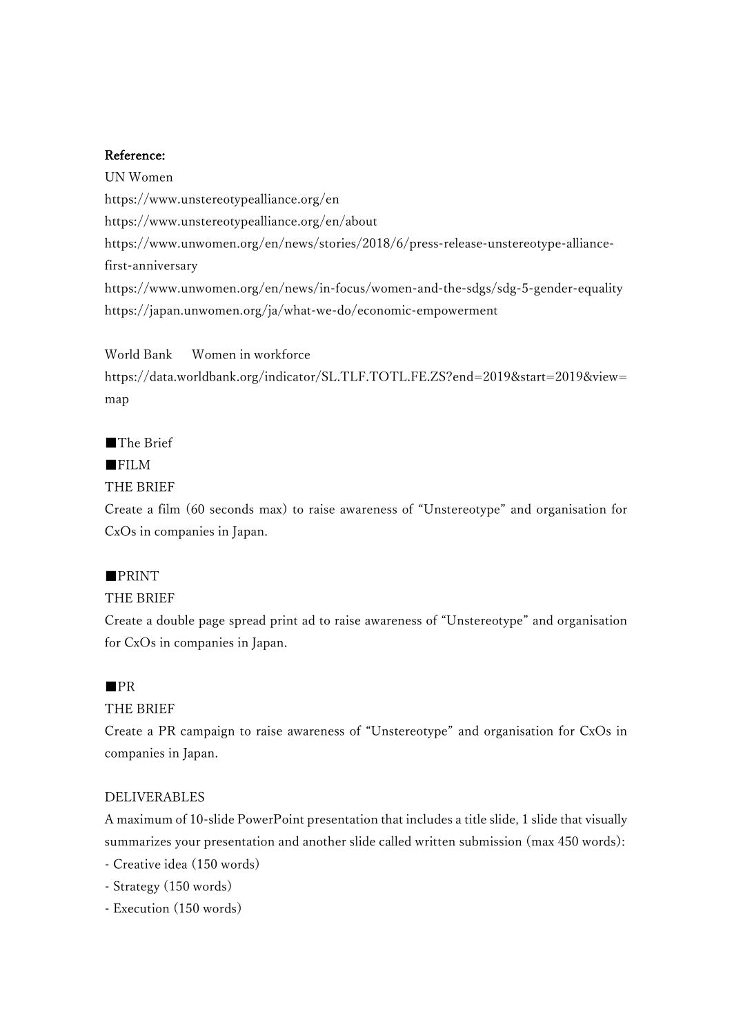**Reference:**

UN Women

https://www.unstereotypealliance.org/en

https://www.unstereotypealliance.org/en/about

https://www.unwomen.org/en/news/stories/2018/6/press-release-unstereotype-alliance-first-anniversary

https://www.unwomen.org/en/news/in-focus/women-and-the-sdgs/sdg-5-gender-equality

https://japan.unwomen.org/ja/what-we-do/economic-empowerment

World Bank　Women in workforce

https://data.worldbank.org/indicator/SL.TLF.TOTL.FE.ZS?end=2019&start=2019&view=map

■The Brief

■FILM

THE BRIEF

Create a film (60 seconds max) to raise awareness of "Unstereotype" and organisation for CxOs in companies in Japan.

■PRINT

THE BRIEF

Create a double page spread print ad to raise awareness of "Unstereotype" and organisation for CxOs in companies in Japan.

■PR

THE BRIEF

Create a PR campaign to raise awareness of "Unstereotype" and organisation for CxOs in companies in Japan.

DELIVERABLES

A maximum of 10-slide PowerPoint presentation that includes a title slide, 1 slide that visually summarizes your presentation and another slide called written submission (max 450 words):

- Creative idea (150 words)
- Strategy (150 words)
- Execution (150 words)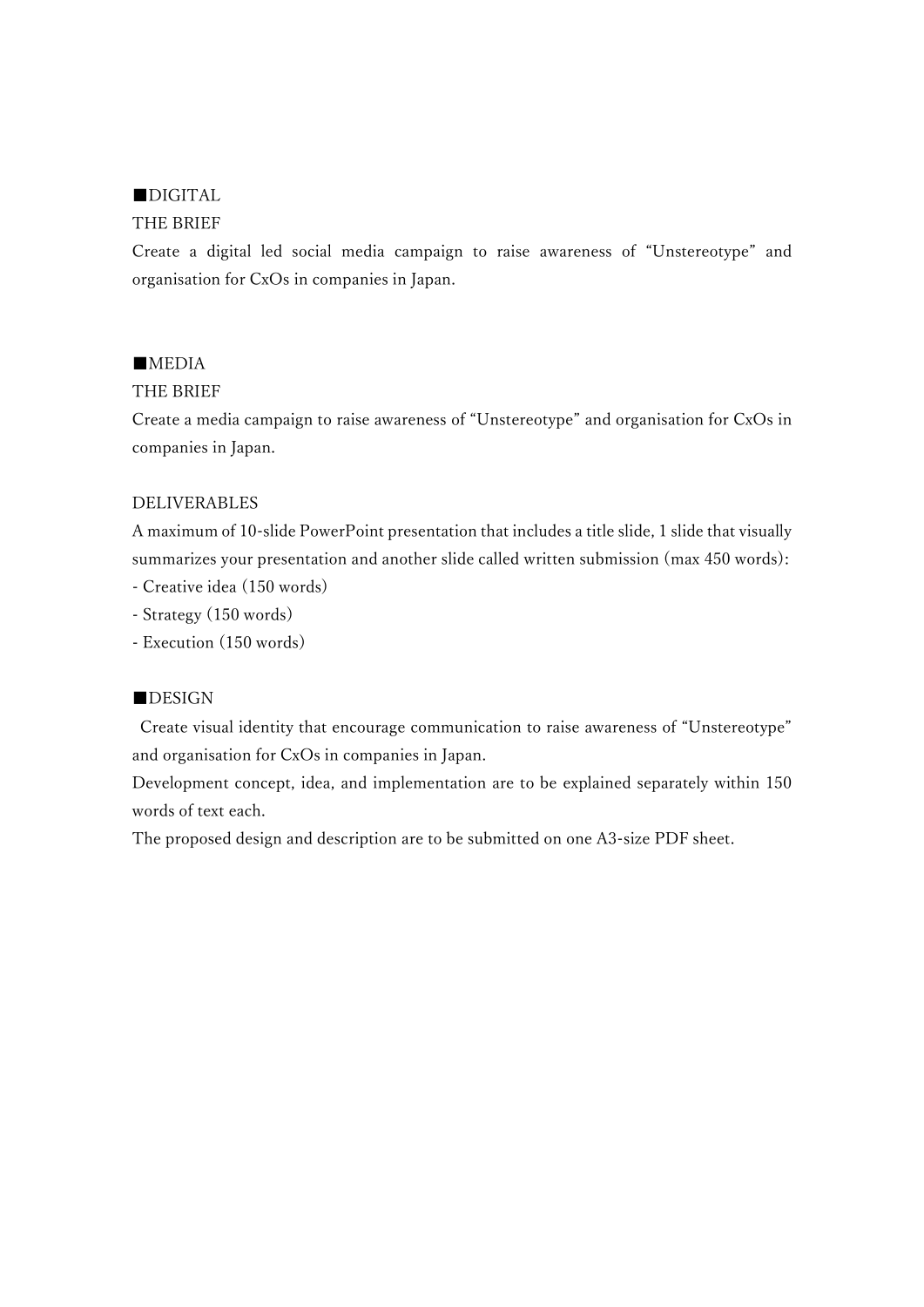■DIGITAL

THE BRIEF

Create a digital led social media campaign to raise awareness of "Unstereotype" and organisation for CxOs in companies in Japan.

■MEDIA

THE BRIEF

Create a media campaign to raise awareness of "Unstereotype" and organisation for CxOs in companies in Japan.

DELIVERABLES

A maximum of 10-slide PowerPoint presentation that includes a title slide, 1 slide that visually summarizes your presentation and another slide called written submission (max 450 words):

- Creative idea (150 words)
- Strategy (150 words)
- Execution (150 words)

■DESIGN

Create visual identity that encourage communication to raise awareness of "Unstereotype" and organisation for CxOs in companies in Japan.

Development concept, idea, and implementation are to be explained separately within 150 words of text each.

The proposed design and description are to be submitted on one A3-size PDF sheet.